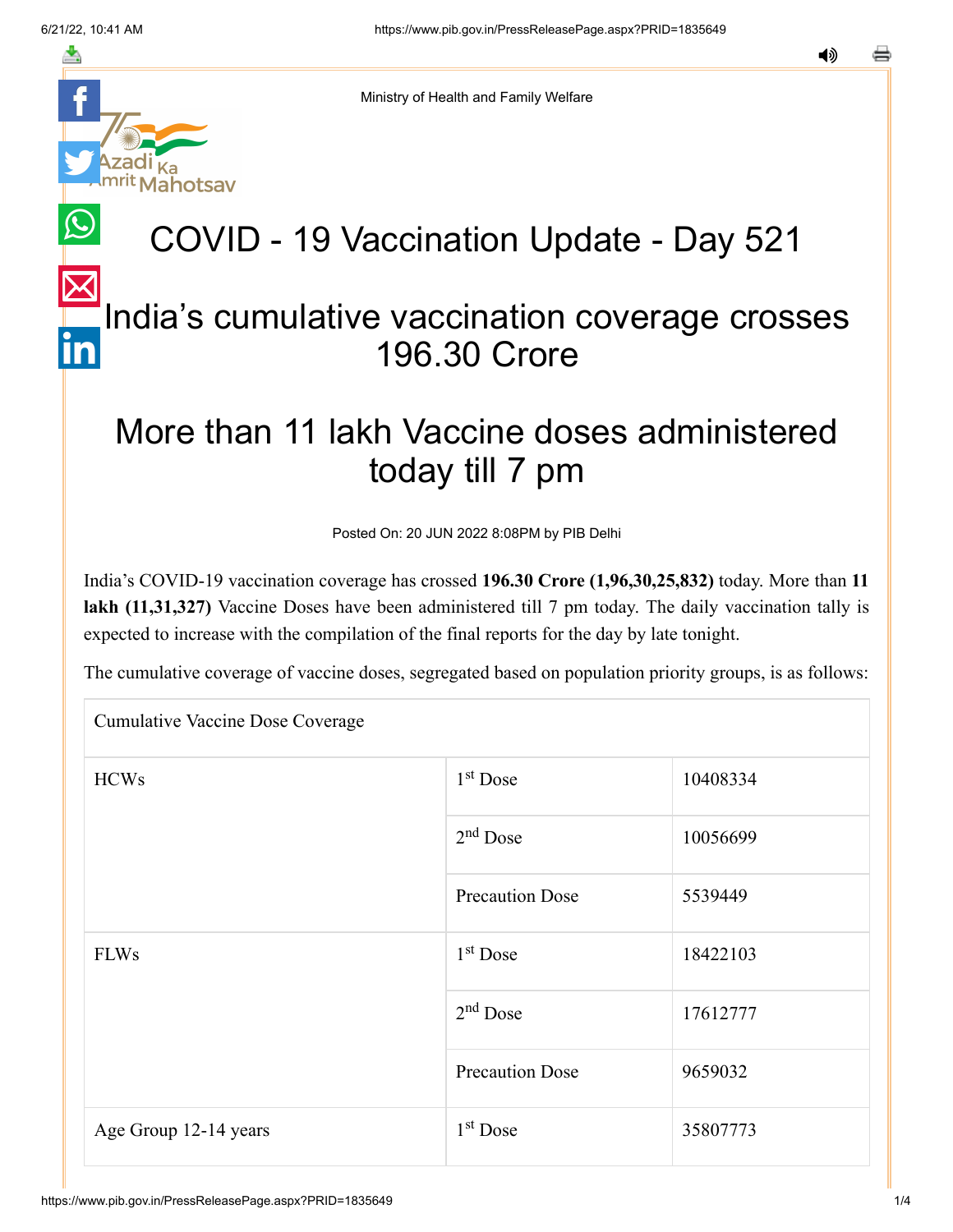Ministry of Health and Family Welfare

# COVID - 19 Vaccination Update - Day 521

## India's cumulative vaccination coverage crosses 196.30 Crore

## More than 11 lakh Vaccine doses administered today till 7 pm

Posted On: 20 JUN 2022 8:08PM by PIB Delhi

India's COVID-19 vaccination coverage has crossed **196.30 Crore (1,96,30,25,832)** today. More than **11 lakh (11,31,327)** Vaccine Doses have been administered till 7 pm today. The daily vaccination tally is expected to increase with the compilation of the final reports for the day by late tonight.

The cumulative coverage of vaccine doses, segregated based on population priority groups, is as follows:

| Cumulative Vaccine Dose Coverage | | |
|---|---|---|
| HCWs | 1st Dose | 10408334 |
| | 2nd Dose | 10056699 |
| | Precaution Dose | 5539449 |
| FLWs | 1st Dose | 18422103 |
| | 2nd Dose | 17612777 |
| | Precaution Dose | 9659032 |
| Age Group 12-14 years | 1st Dose | 35807773 |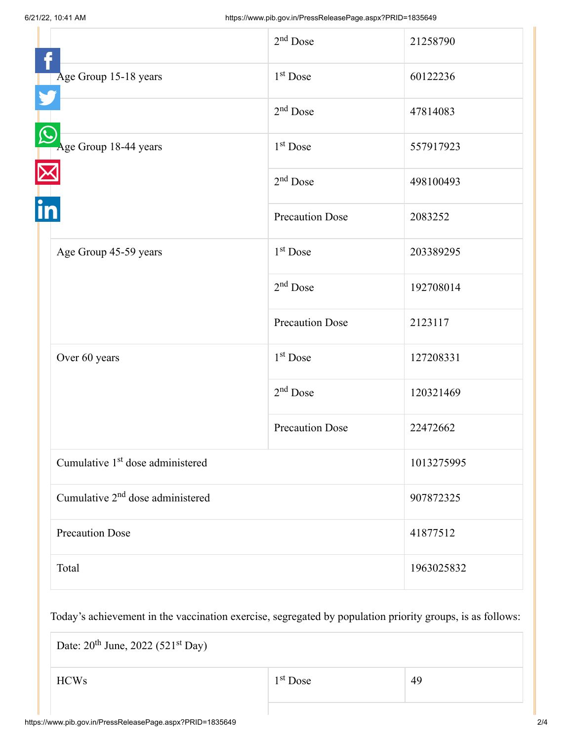| | | |
|---|---|---|
| | 2nd Dose | 21258790 |
| Age Group 15-18 years | 1st Dose | 60122236 |
| | 2nd Dose | 47814083 |
| Age Group 18-44 years | 1st Dose | 557917923 |
| | 2nd Dose | 498100493 |
| | Precaution Dose | 2083252 |
| Age Group 45-59 years | 1st Dose | 203389295 |
| | 2nd Dose | 192708014 |
| | Precaution Dose | 2123117 |
| Over 60 years | 1st Dose | 127208331 |
| | 2nd Dose | 120321469 |
| | Precaution Dose | 22472662 |
| Cumulative 1st dose administered | | 1013275995 |
| Cumulative 2nd dose administered | | 907872325 |
| Precaution Dose | | 41877512 |
| Total | | 1963025832 |

Today's achievement in the vaccination exercise, segregated by population priority groups, is as follows:

| Date: 20th June, 2022 (521st Day) | | |
|---|---|---|
| HCWs | 1st Dose | 49 |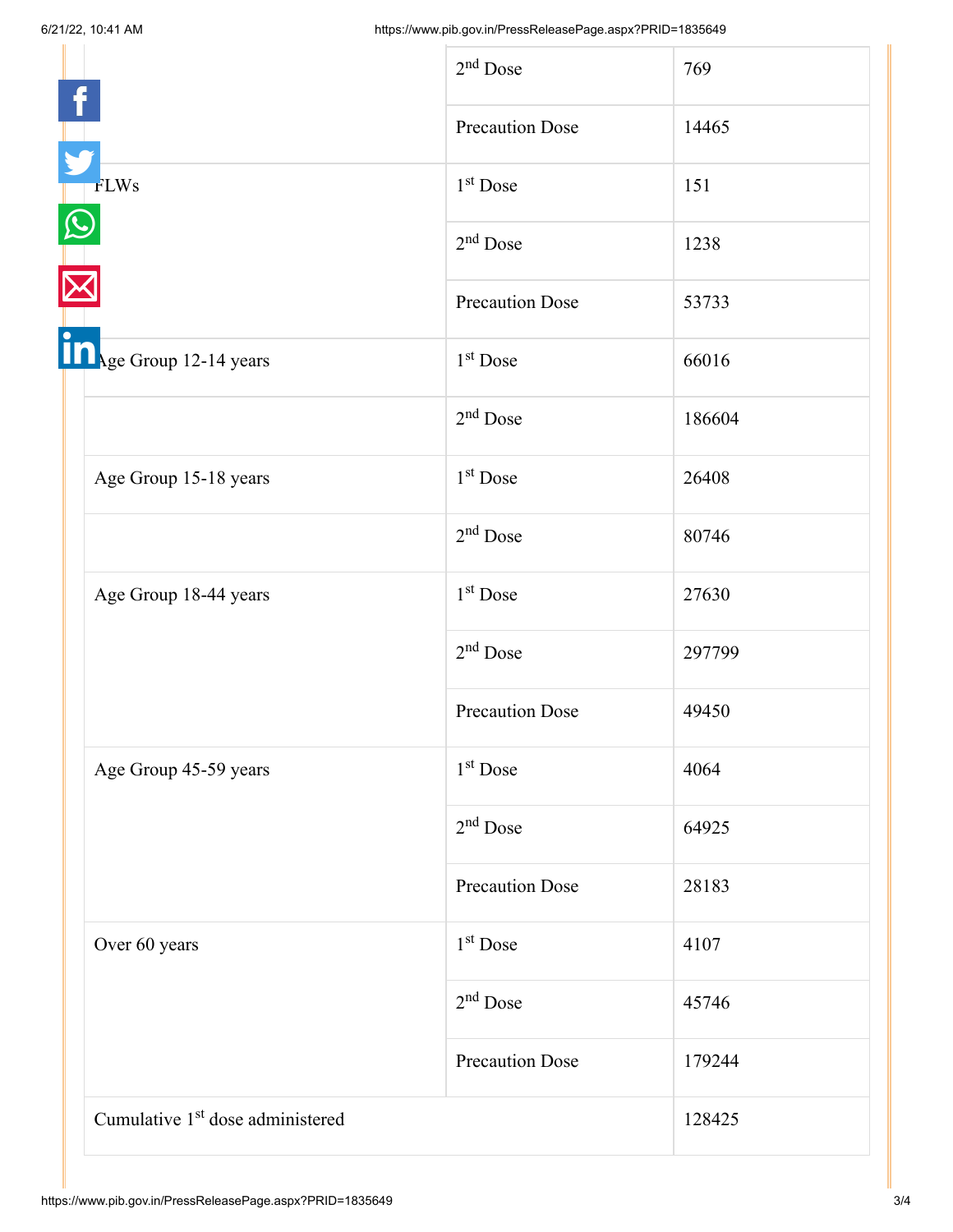| | | |
|---|---|---|
| | 2nd Dose | 769 |
| | Precaution Dose | 14465 |
| FLWs | 1st Dose | 151 |
| | 2nd Dose | 1238 |
| | Precaution Dose | 53733 |
| Age Group 12-14 years | 1st Dose | 66016 |
| | 2nd Dose | 186604 |
| Age Group 15-18 years | 1st Dose | 26408 |
| | 2nd Dose | 80746 |
| Age Group 18-44 years | 1st Dose | 27630 |
| | 2nd Dose | 297799 |
| | Precaution Dose | 49450 |
| Age Group 45-59 years | 1st Dose | 4064 |
| | 2nd Dose | 64925 |
| | Precaution Dose | 28183 |
| Over 60 years | 1st Dose | 4107 |
| | 2nd Dose | 45746 |
| | Precaution Dose | 179244 |
| Cumulative 1st dose administered | | 128425 |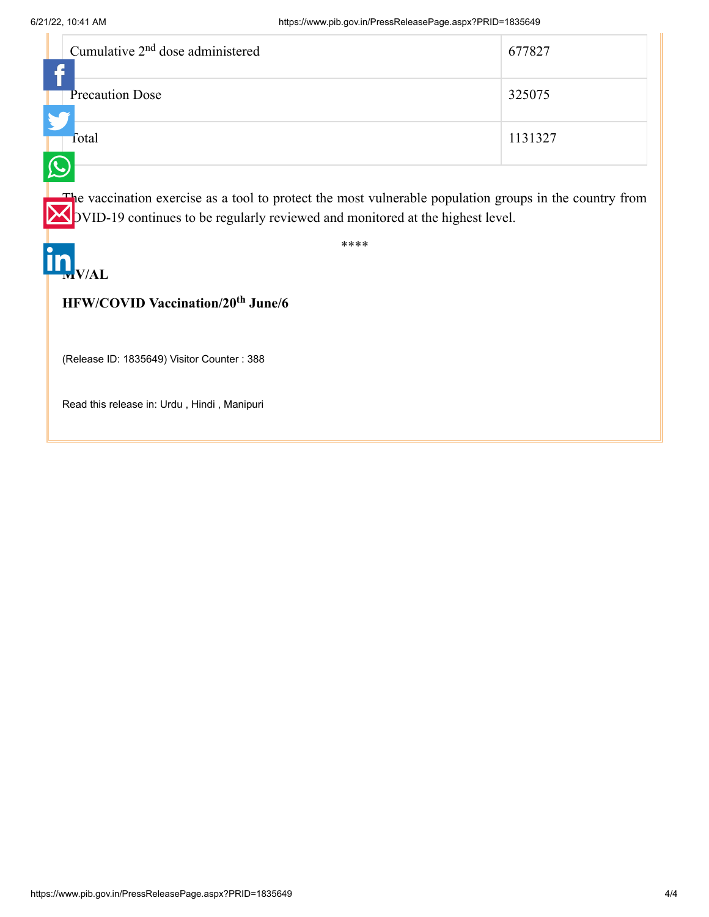| | |
|---|---|
| Cumulative 2nd dose administered | 677827 |
| Precaution Dose | 325075 |
| Total | 1131327 |

The vaccination exercise as a tool to protect the most vulnerable population groups in the country from COVID-19 continues to be regularly reviewed and monitored at the highest level.

****

**MV/AL**

**HFW/COVID Vaccination/20th June/6**

(Release ID: 1835649) Visitor Counter : 388

Read this release in: Urdu , Hindi , Manipuri